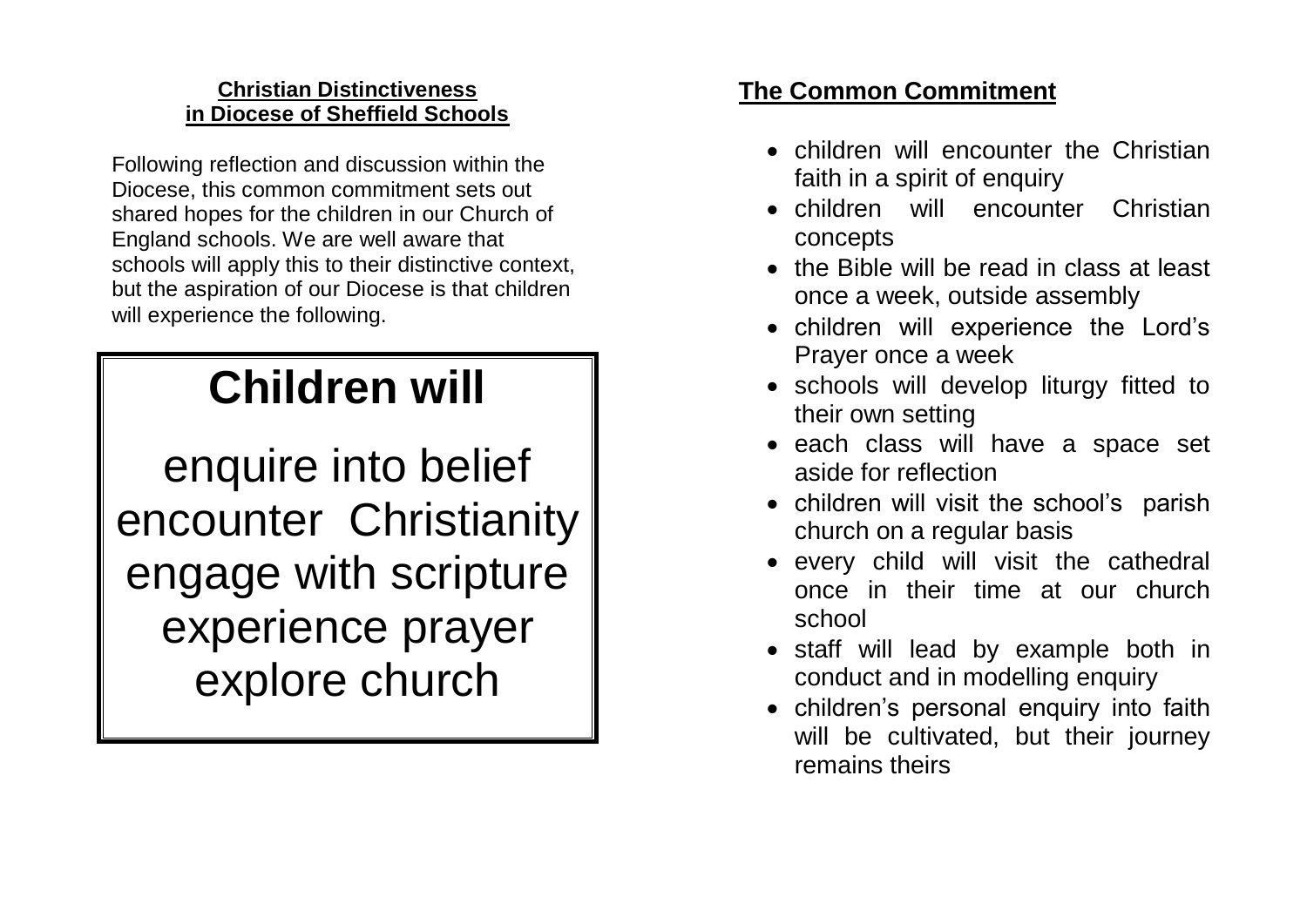## Christian Distinctiveness in Diocese of Sheffield Schools

Following reflection and discussion within the Diocese, this common commitment sets out shared hopes for the children in our Church of England schools. We are well aware that schools will apply this to their distinctive context, but the aspiration of our Diocese is that children will experience the following.

# Children will

enquire into belief
encounter Christianity
engage with scripture
experience prayer
explore church

## The Common Commitment

- children will encounter the Christian faith in a spirit of enquiry
- children will encounter Christian concepts
- the Bible will be read in class at least once a week, outside assembly
- children will experience the Lord's Prayer once a week
- schools will develop liturgy fitted to their own setting
- each class will have a space set aside for reflection
- children will visit the school's parish church on a regular basis
- every child will visit the cathedral once in their time at our church school
- staff will lead by example both in conduct and in modelling enquiry
- children's personal enquiry into faith will be cultivated, but their journey remains theirs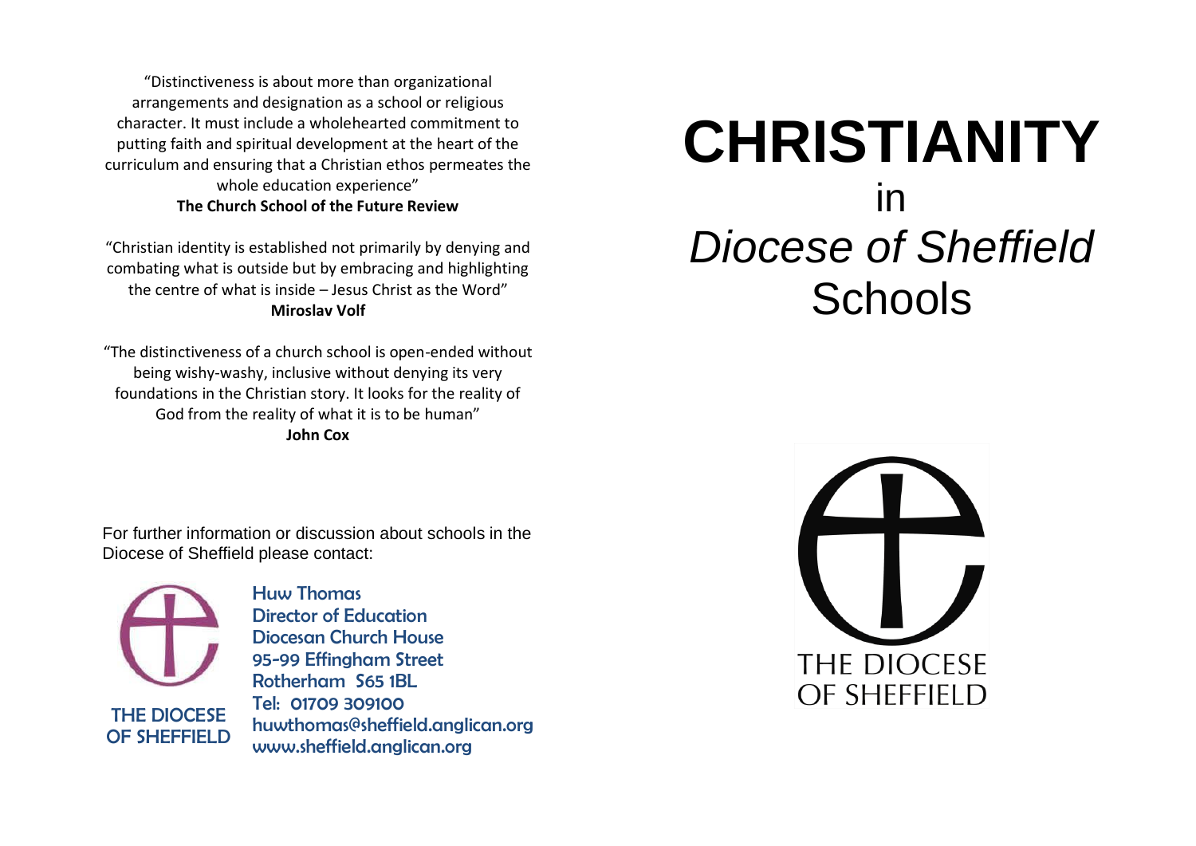"Distinctiveness is about more than organizational arrangements and designation as a school or religious character. It must include a wholehearted commitment to putting faith and spiritual development at the heart of the curriculum and ensuring that a Christian ethos permeates the whole education experience"
**The Church School of the Future Review**

"Christian identity is established not primarily by denying and combating what is outside but by embracing and highlighting the centre of what is inside – Jesus Christ as the Word"
**Miroslav Volf**

"The distinctiveness of a church school is open-ended without being wishy-washy, inclusive without denying its very foundations in the Christian story. It looks for the reality of God from the reality of what it is to be human"
**John Cox**

For further information or discussion about schools in the Diocese of Sheffield please contact:

THE DIOCESE OF SHEFFIELD

Huw Thomas
Director of Education
Diocesan Church House
95-99 Effingham Street
Rotherham S65 1BL
Tel: 01709 309100
huwthomas@sheffield.anglican.org
www.sheffield.anglican.org

# CHRISTIANITY
in
*Diocese of Sheffield*
Schools

THE DIOCESE OF SHEFFIELD